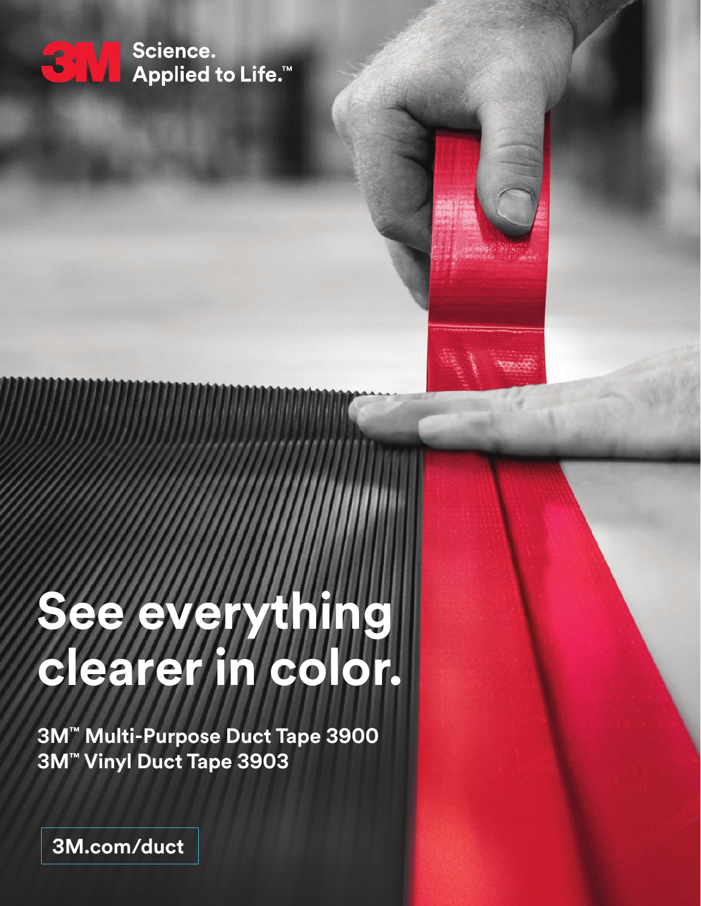3M Science. Applied to Life.™

# See everything clearer in color.

**3M™ Multi-Purpose Duct Tape 3900**
**3M™ Vinyl Duct Tape 3903**

3M.com/duct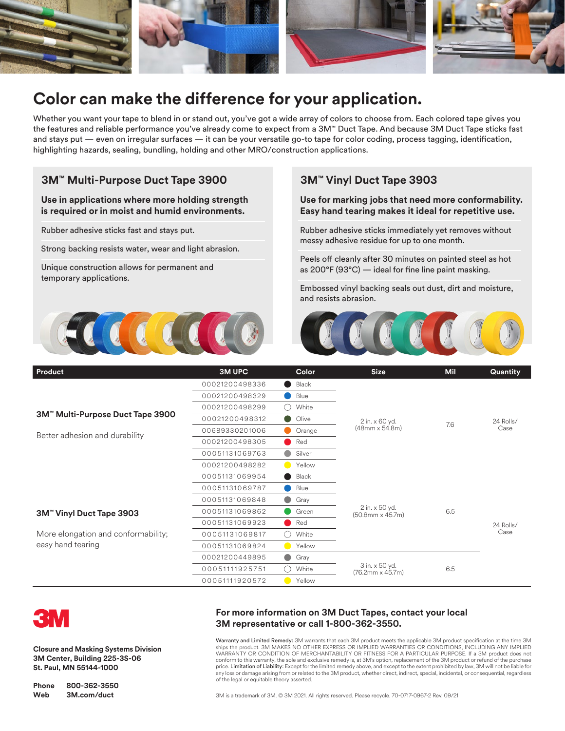# Color can make the difference for your application.

Whether you want your tape to blend in or stand out, you've got a wide array of colors to choose from. Each colored tape gives you the features and reliable performance you've already come to expect from a 3M™ Duct Tape. And because 3M Duct Tape sticks fast and stays put — even on irregular surfaces — it can be your versatile go-to tape for color coding, process tagging, identification, highlighting hazards, sealing, bundling, holding and other MRO/construction applications.

## 3M™ Multi-Purpose Duct Tape 3900

**Use in applications where more holding strength is required or in moist and humid environments.**

Rubber adhesive sticks fast and stays put.

Strong backing resists water, wear and light abrasion.

Unique construction allows for permanent and temporary applications.

## 3M™ Vinyl Duct Tape 3903

**Use for marking jobs that need more conformability. Easy hand tearing makes it ideal for repetitive use.**

Rubber adhesive sticks immediately yet removes without messy adhesive residue for up to one month.

Peels off cleanly after 30 minutes on painted steel as hot as 200°F (93°C) — ideal for fine line paint masking.

Embossed vinyl backing seals out dust, dirt and moisture, and resists abrasion.

| Product | 3M UPC | Color | Size | Mil | Quantity |
|---|---|---|---|---|---|
| **3M™ Multi-Purpose Duct Tape 3900** Better adhesion and durability | 00021200498336 | Black | 2 in. x 60 yd. (48mm x 54.8m) | 7.6 | 24 Rolls/ Case |
| | 00021200498329 | Blue | | | |
| | 00021200498299 | White | | | |
| | 00021200498312 | Olive | | | |
| | 00689330201006 | Orange | | | |
| | 00021200498305 | Red | | | |
| | 00051131069763 | Silver | | | |
| | 00021200498282 | Yellow | | | |
| **3M™ Vinyl Duct Tape 3903** More elongation and conformability; easy hand tearing | 00051131069954 | Black | 2 in. x 50 yd. (50.8mm x 45.7m) | 6.5 | 24 Rolls/ Case |
| | 00051131069787 | Blue | | | |
| | 00051131069848 | Gray | | | |
| | 00051131069862 | Green | | | |
| | 00051131069923 | Red | | | |
| | 00051131069817 | White | | | |
| | 00051131069824 | Yellow | | | |
| | 00021200449895 | Gray | 3 in. x 50 yd. (76.2mm x 45.7m) | 6.5 | |
| | 00051111925751 | White | | | |
| | 00051111920572 | Yellow | | | |

**3M**

**Closure and Masking Systems Division**
**3M Center, Building 225-3S-06**
**St. Paul, MN 55144-1000**

**Phone** 800-362-3550
**Web** 3M.com/duct

### For more information on 3M Duct Tapes, contact your local 3M representative or call 1-800-362-3550.

**Warranty and Limited Remedy:** 3M warrants that each 3M product meets the applicable 3M product specification at the time 3M ships the product. 3M MAKES NO OTHER EXPRESS OR IMPLIED WARRANTIES OR CONDITIONS, INCLUDING ANY IMPLIED WARRANTY OR CONDITION OF MERCHANTABILITY OR FITNESS FOR A PARTICULAR PURPOSE. If a 3M product does not conform to this warranty, the sole and exclusive remedy is, at 3M's option, replacement of the 3M product or refund of the purchase price. **Limitation of Liability:** Except for the limited remedy above, and except to the extent prohibited by law, 3M will not be liable for any loss or damage arising from or related to the 3M product, whether direct, indirect, special, incidental, or consequential, regardless of the legal or equitable theory asserted.

3M is a trademark of 3M. © 3M 2021. All rights reserved. Please recycle. 70-0717-0967-2 Rev. 09/21